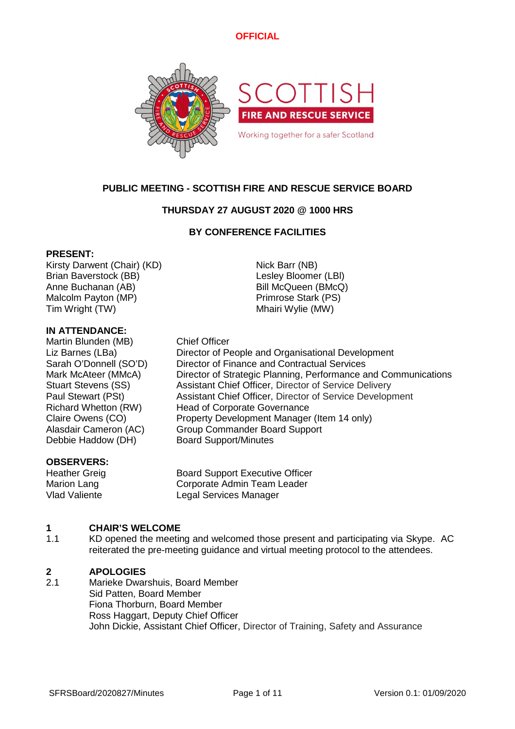**OFFICIAL**

SCOTTISH FIRE AND RESCUE SERVICE

Working together for a safer Scotland

# PUBLIC MEETING - SCOTTISH FIRE AND RESCUE SERVICE BOARD

**THURSDAY 27 AUGUST 2020 @ 1000 HRS**

**BY CONFERENCE FACILITIES**

**PRESENT:**

Kirsty Darwent (Chair) (KD)
Brian Baverstock (BB)
Anne Buchanan (AB)
Malcolm Payton (MP)
Tim Wright (TW)
Nick Barr (NB)
Lesley Bloomer (LBl)
Bill McQueen (BMcQ)
Primrose Stark (PS)
Mhairi Wylie (MW)

**IN ATTENDANCE:**

| | |
|---|---|
| Martin Blunden (MB) | Chief Officer |
| Liz Barnes (LBa) | Director of People and Organisational Development |
| Sarah O'Donnell (SO'D) | Director of Finance and Contractual Services |
| Mark McAteer (MMcA) | Director of Strategic Planning, Performance and Communications |
| Stuart Stevens (SS) | Assistant Chief Officer, Director of Service Delivery |
| Paul Stewart (PSt) | Assistant Chief Officer, Director of Service Development |
| Richard Whetton (RW) | Head of Corporate Governance |
| Claire Owens (CO) | Property Development Manager (Item 14 only) |
| Alasdair Cameron (AC) | Group Commander Board Support |
| Debbie Haddow (DH) | Board Support/Minutes |

**OBSERVERS:**

| | |
|---|---|
| Heather Greig | Board Support Executive Officer |
| Marion Lang | Corporate Admin Team Leader |
| Vlad Valiente | Legal Services Manager |

## 1 CHAIR'S WELCOME

1.1 KD opened the meeting and welcomed those present and participating via Skype. AC reiterated the pre-meeting guidance and virtual meeting protocol to the attendees.

## 2 APOLOGIES

2.1 Marieke Dwarshuis, Board Member
Sid Patten, Board Member
Fiona Thorburn, Board Member
Ross Haggart, Deputy Chief Officer
John Dickie, Assistant Chief Officer, Director of Training, Safety and Assurance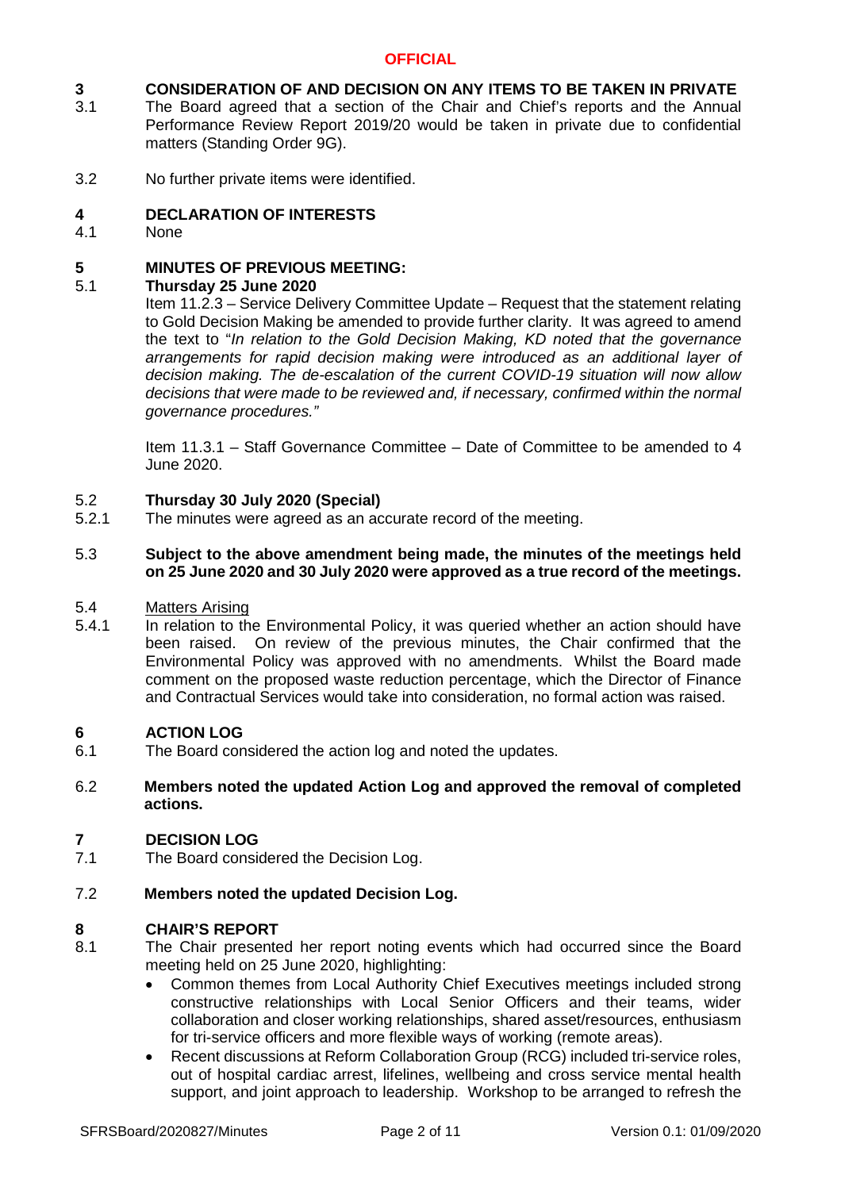**OFFICIAL**

**3 CONSIDERATION OF AND DECISION ON ANY ITEMS TO BE TAKEN IN PRIVATE**

3.1 The Board agreed that a section of the Chair and Chief's reports and the Annual Performance Review Report 2019/20 would be taken in private due to confidential matters (Standing Order 9G).

3.2 No further private items were identified.

**4 DECLARATION OF INTERESTS**

4.1 None

**5 MINUTES OF PREVIOUS MEETING:**

5.1 **Thursday 25 June 2020**

Item 11.2.3 – Service Delivery Committee Update – Request that the statement relating to Gold Decision Making be amended to provide further clarity. It was agreed to amend the text to "*In relation to the Gold Decision Making, KD noted that the governance arrangements for rapid decision making were introduced as an additional layer of decision making. The de-escalation of the current COVID-19 situation will now allow decisions that were made to be reviewed and, if necessary, confirmed within the normal governance procedures."*

Item 11.3.1 – Staff Governance Committee – Date of Committee to be amended to 4 June 2020.

5.2 **Thursday 30 July 2020 (Special)**

5.2.1 The minutes were agreed as an accurate record of the meeting.

5.3 **Subject to the above amendment being made, the minutes of the meetings held on 25 June 2020 and 30 July 2020 were approved as a true record of the meetings.**

5.4 Matters Arising

5.4.1 In relation to the Environmental Policy, it was queried whether an action should have been raised. On review of the previous minutes, the Chair confirmed that the Environmental Policy was approved with no amendments. Whilst the Board made comment on the proposed waste reduction percentage, which the Director of Finance and Contractual Services would take into consideration, no formal action was raised.

**6 ACTION LOG**

6.1 The Board considered the action log and noted the updates.

6.2 **Members noted the updated Action Log and approved the removal of completed actions.**

**7 DECISION LOG**

7.1 The Board considered the Decision Log.

7.2 **Members noted the updated Decision Log.**

**8 CHAIR'S REPORT**

8.1 The Chair presented her report noting events which had occurred since the Board meeting held on 25 June 2020, highlighting:

- Common themes from Local Authority Chief Executives meetings included strong constructive relationships with Local Senior Officers and their teams, wider collaboration and closer working relationships, shared asset/resources, enthusiasm for tri-service officers and more flexible ways of working (remote areas).
- Recent discussions at Reform Collaboration Group (RCG) included tri-service roles, out of hospital cardiac arrest, lifelines, wellbeing and cross service mental health support, and joint approach to leadership. Workshop to be arranged to refresh the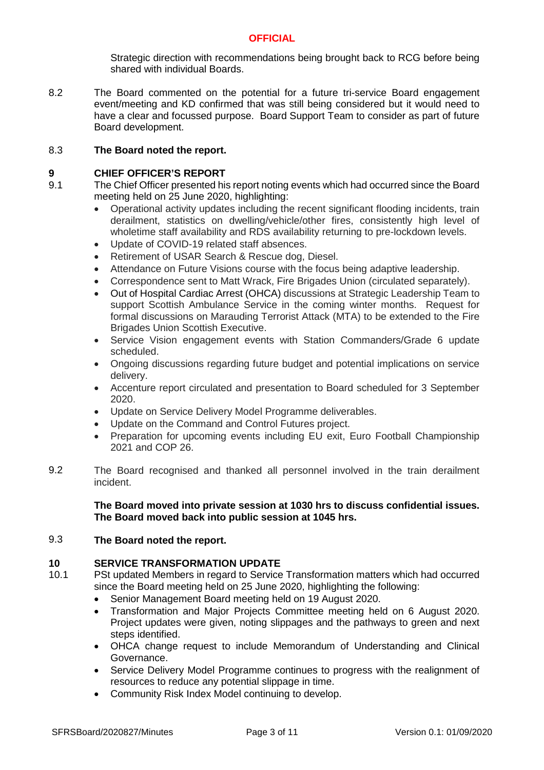Strategic direction with recommendations being brought back to RCG before being shared with individual Boards.

8.2 The Board commented on the potential for a future tri-service Board engagement event/meeting and KD confirmed that was still being considered but it would need to have a clear and focussed purpose. Board Support Team to consider as part of future Board development.

8.3 **The Board noted the report.**

## 9 CHIEF OFFICER'S REPORT

9.1 The Chief Officer presented his report noting events which had occurred since the Board meeting held on 25 June 2020, highlighting:

- Operational activity updates including the recent significant flooding incidents, train derailment, statistics on dwelling/vehicle/other fires, consistently high level of wholetime staff availability and RDS availability returning to pre-lockdown levels.
- Update of COVID-19 related staff absences.
- Retirement of USAR Search & Rescue dog, Diesel.
- Attendance on Future Visions course with the focus being adaptive leadership.
- Correspondence sent to Matt Wrack, Fire Brigades Union (circulated separately).
- Out of Hospital Cardiac Arrest (OHCA) discussions at Strategic Leadership Team to support Scottish Ambulance Service in the coming winter months. Request for formal discussions on Marauding Terrorist Attack (MTA) to be extended to the Fire Brigades Union Scottish Executive.
- Service Vision engagement events with Station Commanders/Grade 6 update scheduled.
- Ongoing discussions regarding future budget and potential implications on service delivery.
- Accenture report circulated and presentation to Board scheduled for 3 September 2020.
- Update on Service Delivery Model Programme deliverables.
- Update on the Command and Control Futures project.
- Preparation for upcoming events including EU exit, Euro Football Championship 2021 and COP 26.

9.2 The Board recognised and thanked all personnel involved in the train derailment incident.

**The Board moved into private session at 1030 hrs to discuss confidential issues. The Board moved back into public session at 1045 hrs.**

9.3 **The Board noted the report.**

## 10 SERVICE TRANSFORMATION UPDATE

10.1 PSt updated Members in regard to Service Transformation matters which had occurred since the Board meeting held on 25 June 2020, highlighting the following:

- Senior Management Board meeting held on 19 August 2020.
- Transformation and Major Projects Committee meeting held on 6 August 2020. Project updates were given, noting slippages and the pathways to green and next steps identified.
- OHCA change request to include Memorandum of Understanding and Clinical Governance.
- Service Delivery Model Programme continues to progress with the realignment of resources to reduce any potential slippage in time.
- Community Risk Index Model continuing to develop.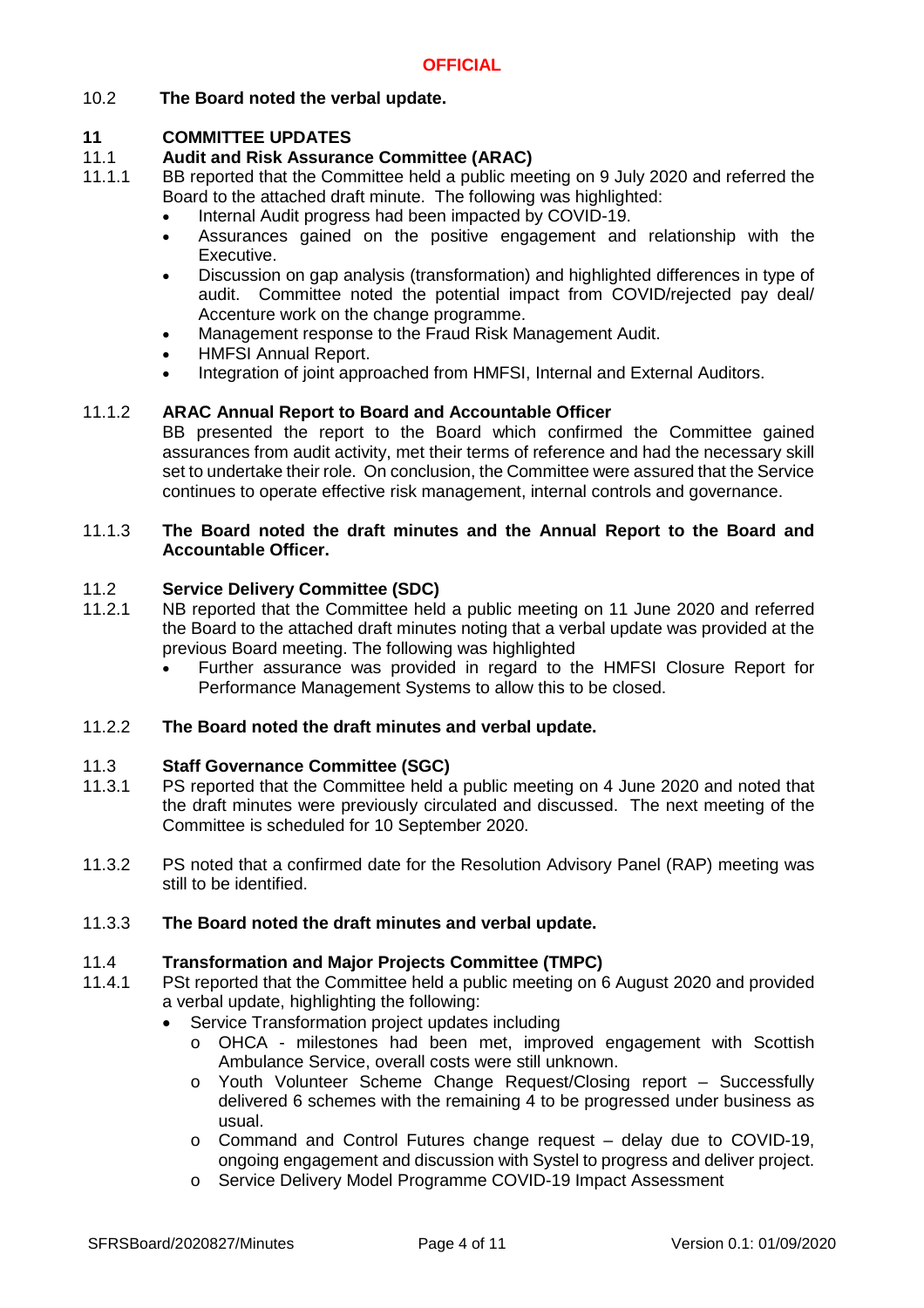10.2 **The Board noted the verbal update.**

## 11 COMMITTEE UPDATES

### 11.1 Audit and Risk Assurance Committee (ARAC)

11.1.1 BB reported that the Committee held a public meeting on 9 July 2020 and referred the Board to the attached draft minute. The following was highlighted:

- Internal Audit progress had been impacted by COVID-19.
- Assurances gained on the positive engagement and relationship with the Executive.
- Discussion on gap analysis (transformation) and highlighted differences in type of audit. Committee noted the potential impact from COVID/rejected pay deal/ Accenture work on the change programme.
- Management response to the Fraud Risk Management Audit.
- HMFSI Annual Report.
- Integration of joint approached from HMFSI, Internal and External Auditors.

11.1.2 **ARAC Annual Report to Board and Accountable Officer**
BB presented the report to the Board which confirmed the Committee gained assurances from audit activity, met their terms of reference and had the necessary skill set to undertake their role. On conclusion, the Committee were assured that the Service continues to operate effective risk management, internal controls and governance.

11.1.3 **The Board noted the draft minutes and the Annual Report to the Board and Accountable Officer.**

### 11.2 Service Delivery Committee (SDC)

11.2.1 NB reported that the Committee held a public meeting on 11 June 2020 and referred the Board to the attached draft minutes noting that a verbal update was provided at the previous Board meeting. The following was highlighted

- Further assurance was provided in regard to the HMFSI Closure Report for Performance Management Systems to allow this to be closed.

11.2.2 **The Board noted the draft minutes and verbal update.**

### 11.3 Staff Governance Committee (SGC)

11.3.1 PS reported that the Committee held a public meeting on 4 June 2020 and noted that the draft minutes were previously circulated and discussed. The next meeting of the Committee is scheduled for 10 September 2020.

11.3.2 PS noted that a confirmed date for the Resolution Advisory Panel (RAP) meeting was still to be identified.

11.3.3 **The Board noted the draft minutes and verbal update.**

### 11.4 Transformation and Major Projects Committee (TMPC)

11.4.1 PSt reported that the Committee held a public meeting on 6 August 2020 and provided a verbal update, highlighting the following:

- Service Transformation project updates including
  - OHCA - milestones had been met, improved engagement with Scottish Ambulance Service, overall costs were still unknown.
  - Youth Volunteer Scheme Change Request/Closing report – Successfully delivered 6 schemes with the remaining 4 to be progressed under business as usual.
  - Command and Control Futures change request – delay due to COVID-19, ongoing engagement and discussion with Systel to progress and deliver project.
  - Service Delivery Model Programme COVID-19 Impact Assessment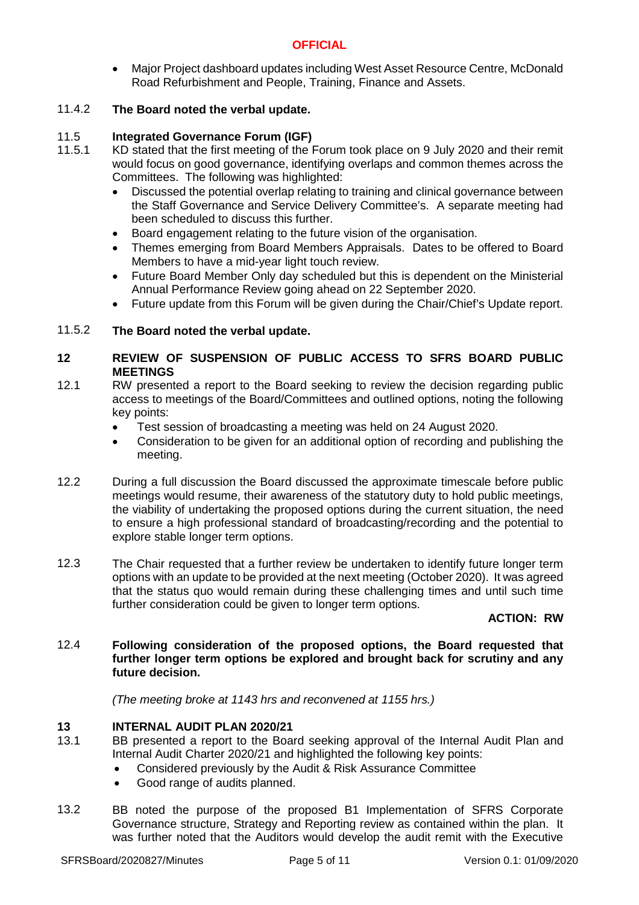- Major Project dashboard updates including West Asset Resource Centre, McDonald Road Refurbishment and People, Training, Finance and Assets.

11.4.2 **The Board noted the verbal update.**

11.5 **Integrated Governance Forum (IGF)**

11.5.1 KD stated that the first meeting of the Forum took place on 9 July 2020 and their remit would focus on good governance, identifying overlaps and common themes across the Committees. The following was highlighted:

- Discussed the potential overlap relating to training and clinical governance between the Staff Governance and Service Delivery Committee's. A separate meeting had been scheduled to discuss this further.
- Board engagement relating to the future vision of the organisation.
- Themes emerging from Board Members Appraisals. Dates to be offered to Board Members to have a mid-year light touch review.
- Future Board Member Only day scheduled but this is dependent on the Ministerial Annual Performance Review going ahead on 22 September 2020.
- Future update from this Forum will be given during the Chair/Chief's Update report.

11.5.2 **The Board noted the verbal update.**

## 12 REVIEW OF SUSPENSION OF PUBLIC ACCESS TO SFRS BOARD PUBLIC MEETINGS

12.1 RW presented a report to the Board seeking to review the decision regarding public access to meetings of the Board/Committees and outlined options, noting the following key points:

- Test session of broadcasting a meeting was held on 24 August 2020.
- Consideration to be given for an additional option of recording and publishing the meeting.

12.2 During a full discussion the Board discussed the approximate timescale before public meetings would resume, their awareness of the statutory duty to hold public meetings, the viability of undertaking the proposed options during the current situation, the need to ensure a high professional standard of broadcasting/recording and the potential to explore stable longer term options.

12.3 The Chair requested that a further review be undertaken to identify future longer term options with an update to be provided at the next meeting (October 2020). It was agreed that the status quo would remain during these challenging times and until such time further consideration could be given to longer term options.

**ACTION: RW**

12.4 **Following consideration of the proposed options, the Board requested that further longer term options be explored and brought back for scrutiny and any future decision.**

*(The meeting broke at 1143 hrs and reconvened at 1155 hrs.)*

## 13 INTERNAL AUDIT PLAN 2020/21

13.1 BB presented a report to the Board seeking approval of the Internal Audit Plan and Internal Audit Charter 2020/21 and highlighted the following key points:

- Considered previously by the Audit & Risk Assurance Committee
- Good range of audits planned.

13.2 BB noted the purpose of the proposed B1 Implementation of SFRS Corporate Governance structure, Strategy and Reporting review as contained within the plan. It was further noted that the Auditors would develop the audit remit with the Executive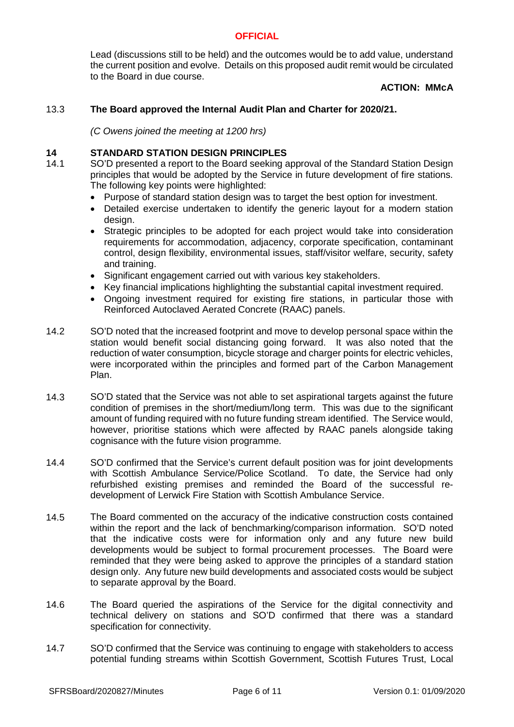Lead (discussions still to be held) and the outcomes would be to add value, understand the current position and evolve. Details on this proposed audit remit would be circulated to the Board in due course.

**ACTION: MMcA**

13.3 **The Board approved the Internal Audit Plan and Charter for 2020/21.**

*(C Owens joined the meeting at 1200 hrs)*

## 14 STANDARD STATION DESIGN PRINCIPLES

14.1 SO'D presented a report to the Board seeking approval of the Standard Station Design principles that would be adopted by the Service in future development of fire stations. The following key points were highlighted:

- Purpose of standard station design was to target the best option for investment.
- Detailed exercise undertaken to identify the generic layout for a modern station design.
- Strategic principles to be adopted for each project would take into consideration requirements for accommodation, adjacency, corporate specification, contaminant control, design flexibility, environmental issues, staff/visitor welfare, security, safety and training.
- Significant engagement carried out with various key stakeholders.
- Key financial implications highlighting the substantial capital investment required.
- Ongoing investment required for existing fire stations, in particular those with Reinforced Autoclaved Aerated Concrete (RAAC) panels.

14.2 SO'D noted that the increased footprint and move to develop personal space within the station would benefit social distancing going forward. It was also noted that the reduction of water consumption, bicycle storage and charger points for electric vehicles, were incorporated within the principles and formed part of the Carbon Management Plan.

14.3 SO'D stated that the Service was not able to set aspirational targets against the future condition of premises in the short/medium/long term. This was due to the significant amount of funding required with no future funding stream identified. The Service would, however, prioritise stations which were affected by RAAC panels alongside taking cognisance with the future vision programme.

14.4 SO'D confirmed that the Service's current default position was for joint developments with Scottish Ambulance Service/Police Scotland. To date, the Service had only refurbished existing premises and reminded the Board of the successful re-development of Lerwick Fire Station with Scottish Ambulance Service.

14.5 The Board commented on the accuracy of the indicative construction costs contained within the report and the lack of benchmarking/comparison information. SO'D noted that the indicative costs were for information only and any future new build developments would be subject to formal procurement processes. The Board were reminded that they were being asked to approve the principles of a standard station design only. Any future new build developments and associated costs would be subject to separate approval by the Board.

14.6 The Board queried the aspirations of the Service for the digital connectivity and technical delivery on stations and SO'D confirmed that there was a standard specification for connectivity.

14.7 SO'D confirmed that the Service was continuing to engage with stakeholders to access potential funding streams within Scottish Government, Scottish Futures Trust, Local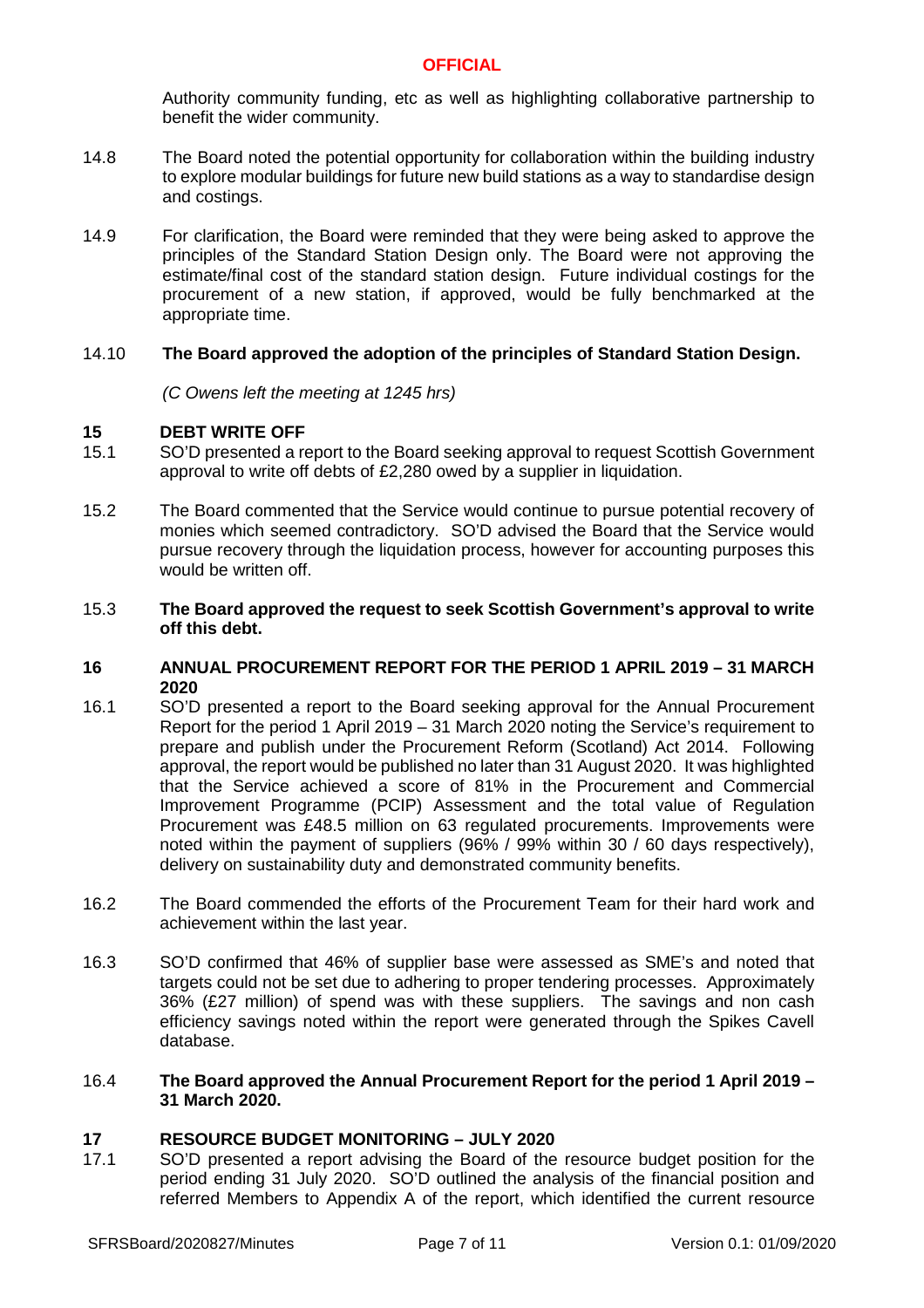Authority community funding, etc as well as highlighting collaborative partnership to benefit the wider community.

14.8 The Board noted the potential opportunity for collaboration within the building industry to explore modular buildings for future new build stations as a way to standardise design and costings.

14.9 For clarification, the Board were reminded that they were being asked to approve the principles of the Standard Station Design only. The Board were not approving the estimate/final cost of the standard station design. Future individual costings for the procurement of a new station, if approved, would be fully benchmarked at the appropriate time.

14.10 **The Board approved the adoption of the principles of Standard Station Design.**

*(C Owens left the meeting at 1245 hrs)*

## 15 DEBT WRITE OFF

15.1 SO'D presented a report to the Board seeking approval to request Scottish Government approval to write off debts of £2,280 owed by a supplier in liquidation.

15.2 The Board commented that the Service would continue to pursue potential recovery of monies which seemed contradictory. SO'D advised the Board that the Service would pursue recovery through the liquidation process, however for accounting purposes this would be written off.

15.3 **The Board approved the request to seek Scottish Government's approval to write off this debt.**

## 16 ANNUAL PROCUREMENT REPORT FOR THE PERIOD 1 APRIL 2019 – 31 MARCH 2020

16.1 SO'D presented a report to the Board seeking approval for the Annual Procurement Report for the period 1 April 2019 – 31 March 2020 noting the Service's requirement to prepare and publish under the Procurement Reform (Scotland) Act 2014. Following approval, the report would be published no later than 31 August 2020. It was highlighted that the Service achieved a score of 81% in the Procurement and Commercial Improvement Programme (PCIP) Assessment and the total value of Regulation Procurement was £48.5 million on 63 regulated procurements. Improvements were noted within the payment of suppliers (96% / 99% within 30 / 60 days respectively), delivery on sustainability duty and demonstrated community benefits.

16.2 The Board commended the efforts of the Procurement Team for their hard work and achievement within the last year.

16.3 SO'D confirmed that 46% of supplier base were assessed as SME's and noted that targets could not be set due to adhering to proper tendering processes. Approximately 36% (£27 million) of spend was with these suppliers. The savings and non cash efficiency savings noted within the report were generated through the Spikes Cavell database.

16.4 **The Board approved the Annual Procurement Report for the period 1 April 2019 – 31 March 2020.**

## 17 RESOURCE BUDGET MONITORING – JULY 2020

17.1 SO'D presented a report advising the Board of the resource budget position for the period ending 31 July 2020. SO'D outlined the analysis of the financial position and referred Members to Appendix A of the report, which identified the current resource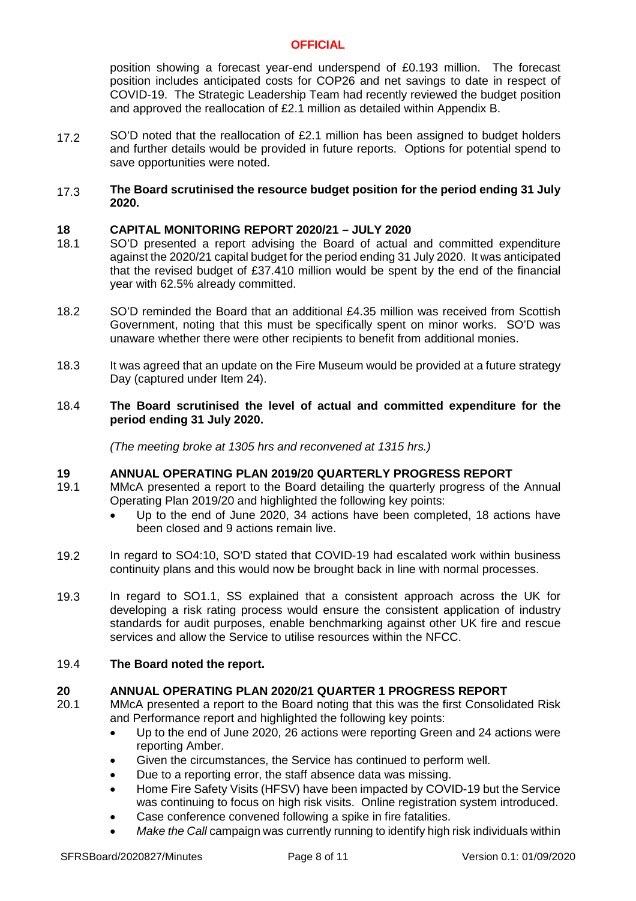position showing a forecast year-end underspend of £0.193 million. The forecast position includes anticipated costs for COP26 and net savings to date in respect of COVID-19. The Strategic Leadership Team had recently reviewed the budget position and approved the reallocation of £2.1 million as detailed within Appendix B.

17.2 SO'D noted that the reallocation of £2.1 million has been assigned to budget holders and further details would be provided in future reports. Options for potential spend to save opportunities were noted.

17.3 **The Board scrutinised the resource budget position for the period ending 31 July 2020.**

## 18 CAPITAL MONITORING REPORT 2020/21 – JULY 2020

18.1 SO'D presented a report advising the Board of actual and committed expenditure against the 2020/21 capital budget for the period ending 31 July 2020. It was anticipated that the revised budget of £37.410 million would be spent by the end of the financial year with 62.5% already committed.

18.2 SO'D reminded the Board that an additional £4.35 million was received from Scottish Government, noting that this must be specifically spent on minor works. SO'D was unaware whether there were other recipients to benefit from additional monies.

18.3 It was agreed that an update on the Fire Museum would be provided at a future strategy Day (captured under Item 24).

18.4 **The Board scrutinised the level of actual and committed expenditure for the period ending 31 July 2020.**

*(The meeting broke at 1305 hrs and reconvened at 1315 hrs.)*

## 19 ANNUAL OPERATING PLAN 2019/20 QUARTERLY PROGRESS REPORT

19.1 MMcA presented a report to the Board detailing the quarterly progress of the Annual Operating Plan 2019/20 and highlighted the following key points:

- Up to the end of June 2020, 34 actions have been completed, 18 actions have been closed and 9 actions remain live.

19.2 In regard to SO4:10, SO'D stated that COVID-19 had escalated work within business continuity plans and this would now be brought back in line with normal processes.

19.3 In regard to SO1.1, SS explained that a consistent approach across the UK for developing a risk rating process would ensure the consistent application of industry standards for audit purposes, enable benchmarking against other UK fire and rescue services and allow the Service to utilise resources within the NFCC.

19.4 **The Board noted the report.**

## 20 ANNUAL OPERATING PLAN 2020/21 QUARTER 1 PROGRESS REPORT

20.1 MMcA presented a report to the Board noting that this was the first Consolidated Risk and Performance report and highlighted the following key points:

- Up to the end of June 2020, 26 actions were reporting Green and 24 actions were reporting Amber.
- Given the circumstances, the Service has continued to perform well.
- Due to a reporting error, the staff absence data was missing.
- Home Fire Safety Visits (HFSV) have been impacted by COVID-19 but the Service was continuing to focus on high risk visits. Online registration system introduced.
- Case conference convened following a spike in fire fatalities.
- *Make the Call* campaign was currently running to identify high risk individuals within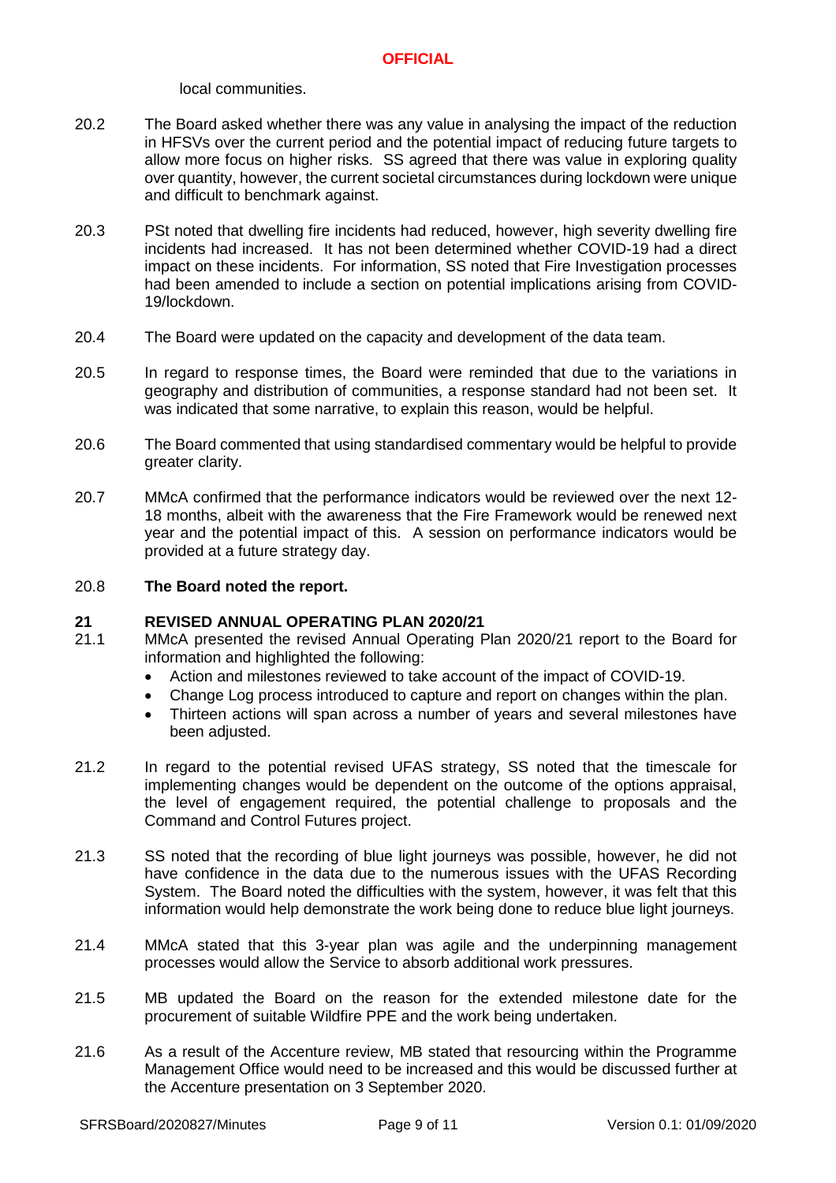local communities.

20.2 The Board asked whether there was any value in analysing the impact of the reduction in HFSVs over the current period and the potential impact of reducing future targets to allow more focus on higher risks. SS agreed that there was value in exploring quality over quantity, however, the current societal circumstances during lockdown were unique and difficult to benchmark against.

20.3 PSt noted that dwelling fire incidents had reduced, however, high severity dwelling fire incidents had increased. It has not been determined whether COVID-19 had a direct impact on these incidents. For information, SS noted that Fire Investigation processes had been amended to include a section on potential implications arising from COVID-19/lockdown.

20.4 The Board were updated on the capacity and development of the data team.

20.5 In regard to response times, the Board were reminded that due to the variations in geography and distribution of communities, a response standard had not been set. It was indicated that some narrative, to explain this reason, would be helpful.

20.6 The Board commented that using standardised commentary would be helpful to provide greater clarity.

20.7 MMcA confirmed that the performance indicators would be reviewed over the next 12-18 months, albeit with the awareness that the Fire Framework would be renewed next year and the potential impact of this. A session on performance indicators would be provided at a future strategy day.

20.8 **The Board noted the report.**

## 21 REVISED ANNUAL OPERATING PLAN 2020/21

21.1 MMcA presented the revised Annual Operating Plan 2020/21 report to the Board for information and highlighted the following:

- Action and milestones reviewed to take account of the impact of COVID-19.
- Change Log process introduced to capture and report on changes within the plan.
- Thirteen actions will span across a number of years and several milestones have been adjusted.

21.2 In regard to the potential revised UFAS strategy, SS noted that the timescale for implementing changes would be dependent on the outcome of the options appraisal, the level of engagement required, the potential challenge to proposals and the Command and Control Futures project.

21.3 SS noted that the recording of blue light journeys was possible, however, he did not have confidence in the data due to the numerous issues with the UFAS Recording System. The Board noted the difficulties with the system, however, it was felt that this information would help demonstrate the work being done to reduce blue light journeys.

21.4 MMcA stated that this 3-year plan was agile and the underpinning management processes would allow the Service to absorb additional work pressures.

21.5 MB updated the Board on the reason for the extended milestone date for the procurement of suitable Wildfire PPE and the work being undertaken.

21.6 As a result of the Accenture review, MB stated that resourcing within the Programme Management Office would need to be increased and this would be discussed further at the Accenture presentation on 3 September 2020.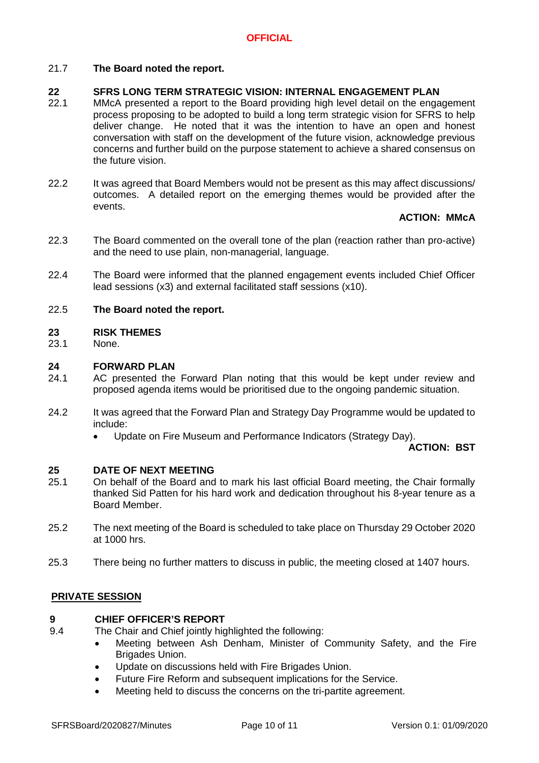21.7 **The Board noted the report.**

## 22 SFRS LONG TERM STRATEGIC VISION: INTERNAL ENGAGEMENT PLAN

22.1 MMcA presented a report to the Board providing high level detail on the engagement process proposing to be adopted to build a long term strategic vision for SFRS to help deliver change. He noted that it was the intention to have an open and honest conversation with staff on the development of the future vision, acknowledge previous concerns and further build on the purpose statement to achieve a shared consensus on the future vision.

22.2 It was agreed that Board Members would not be present as this may affect discussions/ outcomes. A detailed report on the emerging themes would be provided after the events.

**ACTION: MMcA**

22.3 The Board commented on the overall tone of the plan (reaction rather than pro-active) and the need to use plain, non-managerial, language.

22.4 The Board were informed that the planned engagement events included Chief Officer lead sessions (x3) and external facilitated staff sessions (x10).

22.5 **The Board noted the report.**

## 23 RISK THEMES

23.1 None.

## 24 FORWARD PLAN

24.1 AC presented the Forward Plan noting that this would be kept under review and proposed agenda items would be prioritised due to the ongoing pandemic situation.

24.2 It was agreed that the Forward Plan and Strategy Day Programme would be updated to include:

- Update on Fire Museum and Performance Indicators (Strategy Day).

**ACTION: BST**

## 25 DATE OF NEXT MEETING

25.1 On behalf of the Board and to mark his last official Board meeting, the Chair formally thanked Sid Patten for his hard work and dedication throughout his 8-year tenure as a Board Member.

25.2 The next meeting of the Board is scheduled to take place on Thursday 29 October 2020 at 1000 hrs.

25.3 There being no further matters to discuss in public, the meeting closed at 1407 hours.

## PRIVATE SESSION

## 9 CHIEF OFFICER'S REPORT

9.4 The Chair and Chief jointly highlighted the following:

- Meeting between Ash Denham, Minister of Community Safety, and the Fire Brigades Union.
- Update on discussions held with Fire Brigades Union.
- Future Fire Reform and subsequent implications for the Service.
- Meeting held to discuss the concerns on the tri-partite agreement.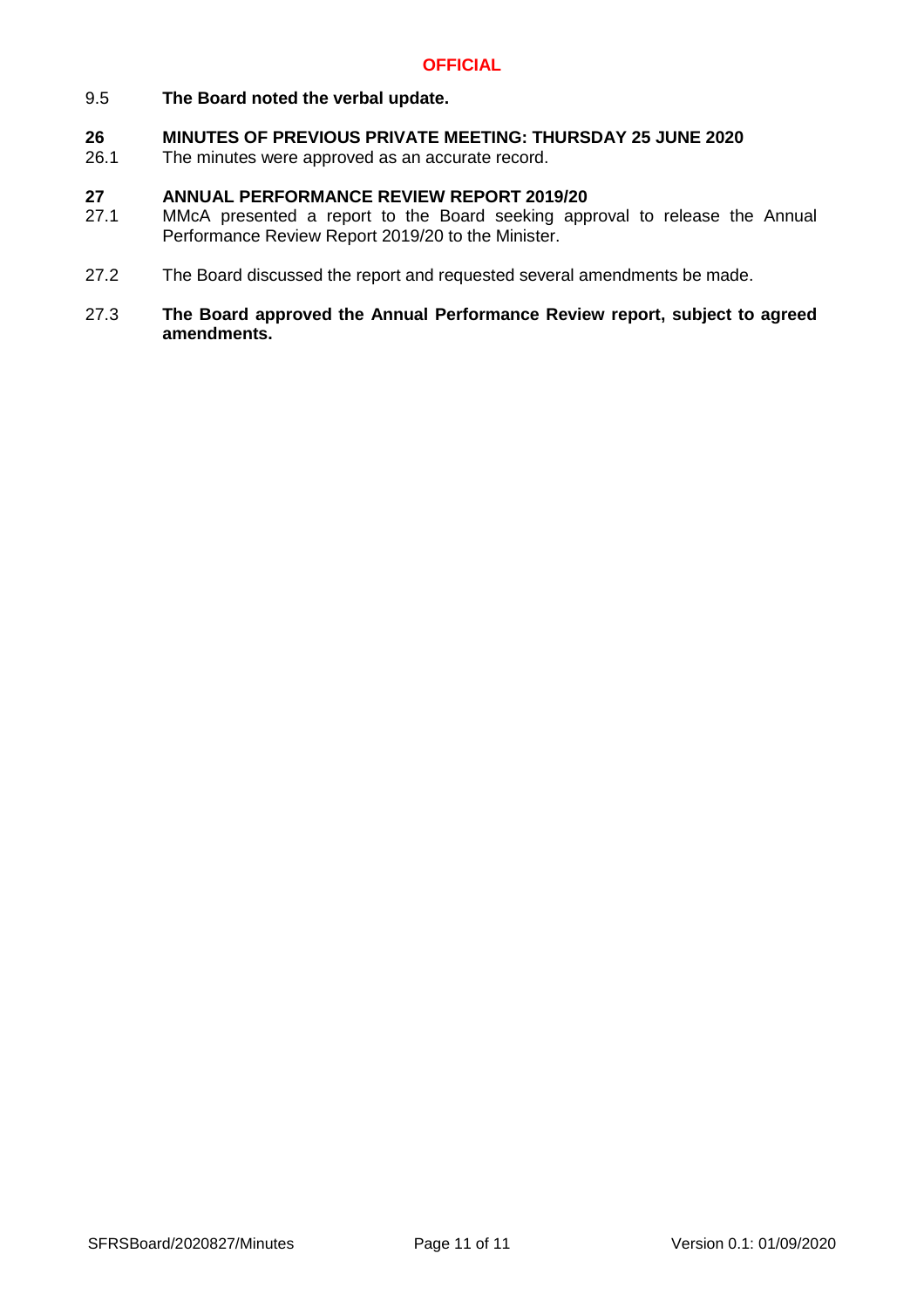9.5 **The Board noted the verbal update.**

**26 MINUTES OF PREVIOUS PRIVATE MEETING: THURSDAY 25 JUNE 2020**

26.1 The minutes were approved as an accurate record.

**27 ANNUAL PERFORMANCE REVIEW REPORT 2019/20**

27.1 MMcA presented a report to the Board seeking approval to release the Annual Performance Review Report 2019/20 to the Minister.

27.2 The Board discussed the report and requested several amendments be made.

27.3 **The Board approved the Annual Performance Review report, subject to agreed amendments.**